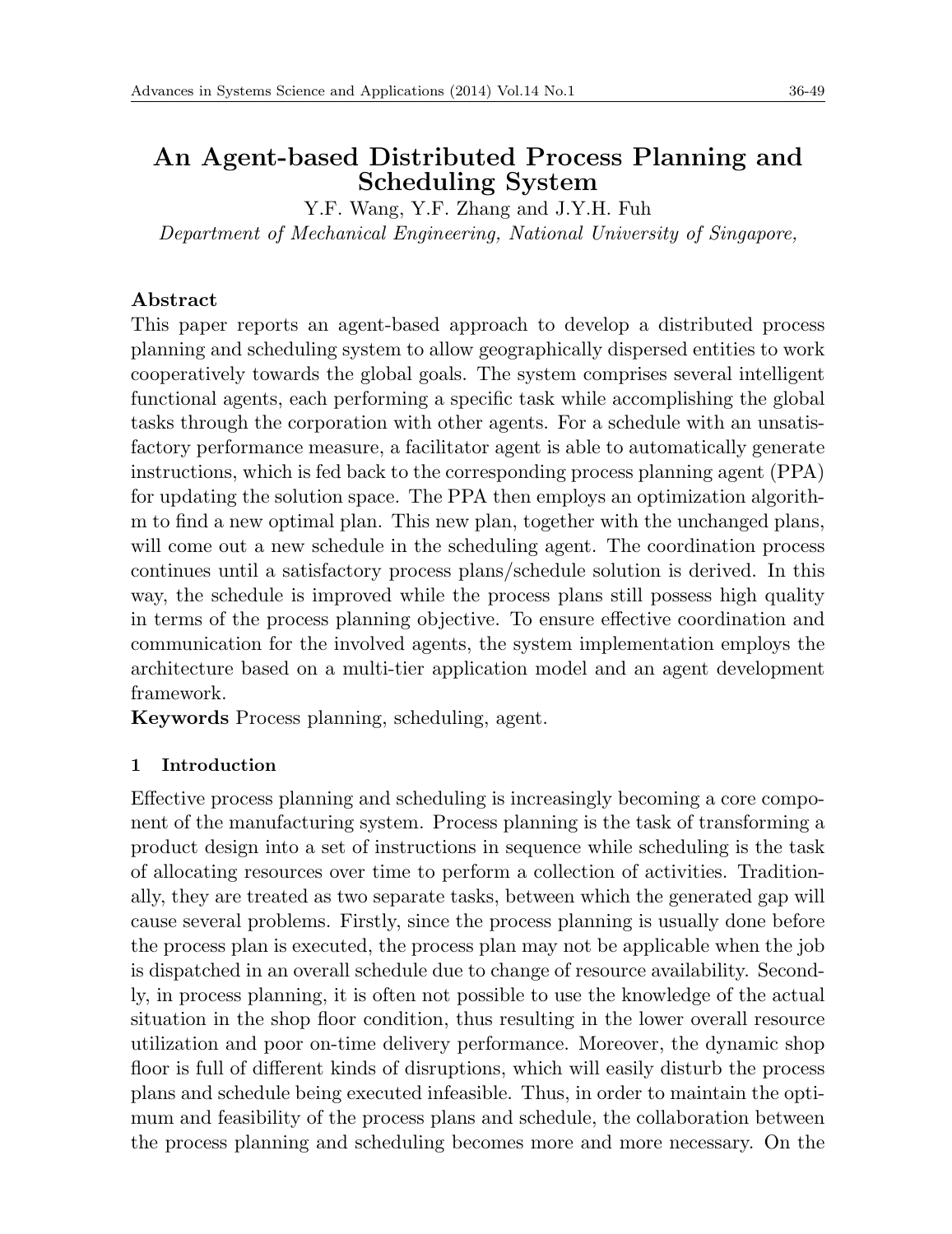# An Agent-based Distributed Process Planning and Scheduling System

Y.F. Wang, Y.F. Zhang and J.Y.H. Fuh

*Department of Mechanical Engineering, National University of Singapore,*

## Abstract

This paper reports an agent-based approach to develop a distributed process planning and scheduling system to allow geographically dispersed entities to work cooperatively towards the global goals. The system comprises several intelligent functional agents, each performing a specific task while accomplishing the global tasks through the corporation with other agents. For a schedule with an unsatisfactory performance measure, a facilitator agent is able to automatically generate instructions, which is fed back to the corresponding process planning agent (PPA) for updating the solution space. The PPA then employs an optimization algorithm to find a new optimal plan. This new plan, together with the unchanged plans, will come out a new schedule in the scheduling agent. The coordination process continues until a satisfactory process plans/schedule solution is derived. In this way, the schedule is improved while the process plans still possess high quality in terms of the process planning objective. To ensure effective coordination and communication for the involved agents, the system implementation employs the architecture based on a multi-tier application model and an agent development framework.

**Keywords** Process planning, scheduling, agent.

## 1 Introduction

Effective process planning and scheduling is increasingly becoming a core component of the manufacturing system. Process planning is the task of transforming a product design into a set of instructions in sequence while scheduling is the task of allocating resources over time to perform a collection of activities. Traditionally, they are treated as two separate tasks, between which the generated gap will cause several problems. Firstly, since the process planning is usually done before the process plan is executed, the process plan may not be applicable when the job is dispatched in an overall schedule due to change of resource availability. Secondly, in process planning, it is often not possible to use the knowledge of the actual situation in the shop floor condition, thus resulting in the lower overall resource utilization and poor on-time delivery performance. Moreover, the dynamic shop floor is full of different kinds of disruptions, which will easily disturb the process plans and schedule being executed infeasible. Thus, in order to maintain the optimum and feasibility of the process plans and schedule, the collaboration between the process planning and scheduling becomes more and more necessary. On the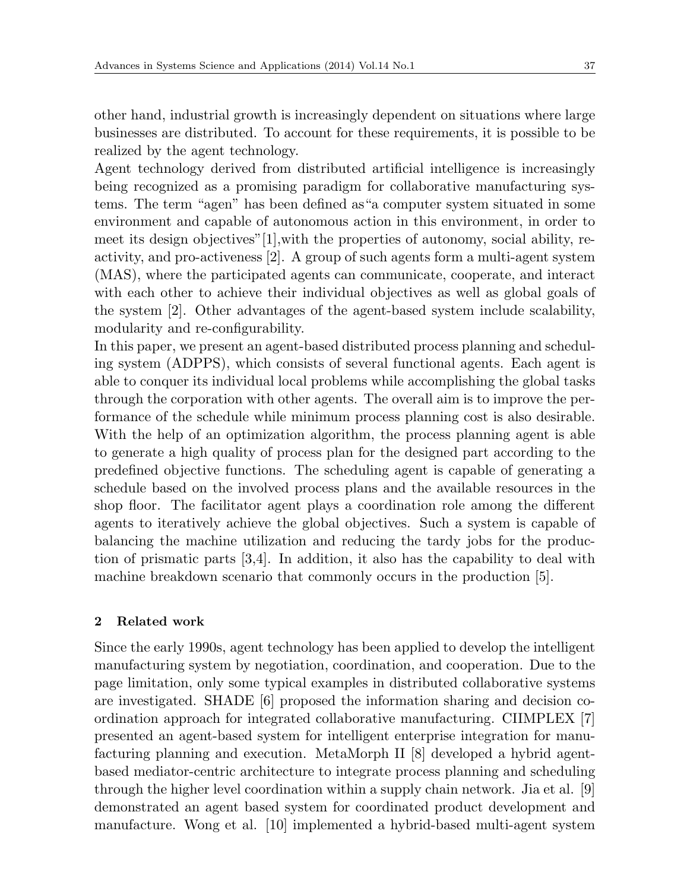other hand, industrial growth is increasingly dependent on situations where large businesses are distributed. To account for these requirements, it is possible to be realized by the agent technology.

Agent technology derived from distributed artificial intelligence is increasingly being recognized as a promising paradigm for collaborative manufacturing systems. The term "agen" has been defined as"a computer system situated in some environment and capable of autonomous action in this environment, in order to meet its design objectives"[1],with the properties of autonomy, social ability, reactivity, and pro-activeness [2]. A group of such agents form a multi-agent system (MAS), where the participated agents can communicate, cooperate, and interact with each other to achieve their individual objectives as well as global goals of the system [2]. Other advantages of the agent-based system include scalability, modularity and re-configurability.

In this paper, we present an agent-based distributed process planning and scheduling system (ADPPS), which consists of several functional agents. Each agent is able to conquer its individual local problems while accomplishing the global tasks through the corporation with other agents. The overall aim is to improve the performance of the schedule while minimum process planning cost is also desirable. With the help of an optimization algorithm, the process planning agent is able to generate a high quality of process plan for the designed part according to the predefined objective functions. The scheduling agent is capable of generating a schedule based on the involved process plans and the available resources in the shop floor. The facilitator agent plays a coordination role among the different agents to iteratively achieve the global objectives. Such a system is capable of balancing the machine utilization and reducing the tardy jobs for the production of prismatic parts [3,4]. In addition, it also has the capability to deal with machine breakdown scenario that commonly occurs in the production [5].

## 2 Related work

Since the early 1990s, agent technology has been applied to develop the intelligent manufacturing system by negotiation, coordination, and cooperation. Due to the page limitation, only some typical examples in distributed collaborative systems are investigated. SHADE [6] proposed the information sharing and decision coordination approach for integrated collaborative manufacturing. CIIMPLEX [7] presented an agent-based system for intelligent enterprise integration for manufacturing planning and execution. MetaMorph II [8] developed a hybrid agent-based mediator-centric architecture to integrate process planning and scheduling through the higher level coordination within a supply chain network. Jia et al. [9] demonstrated an agent based system for coordinated product development and manufacture. Wong et al. [10] implemented a hybrid-based multi-agent system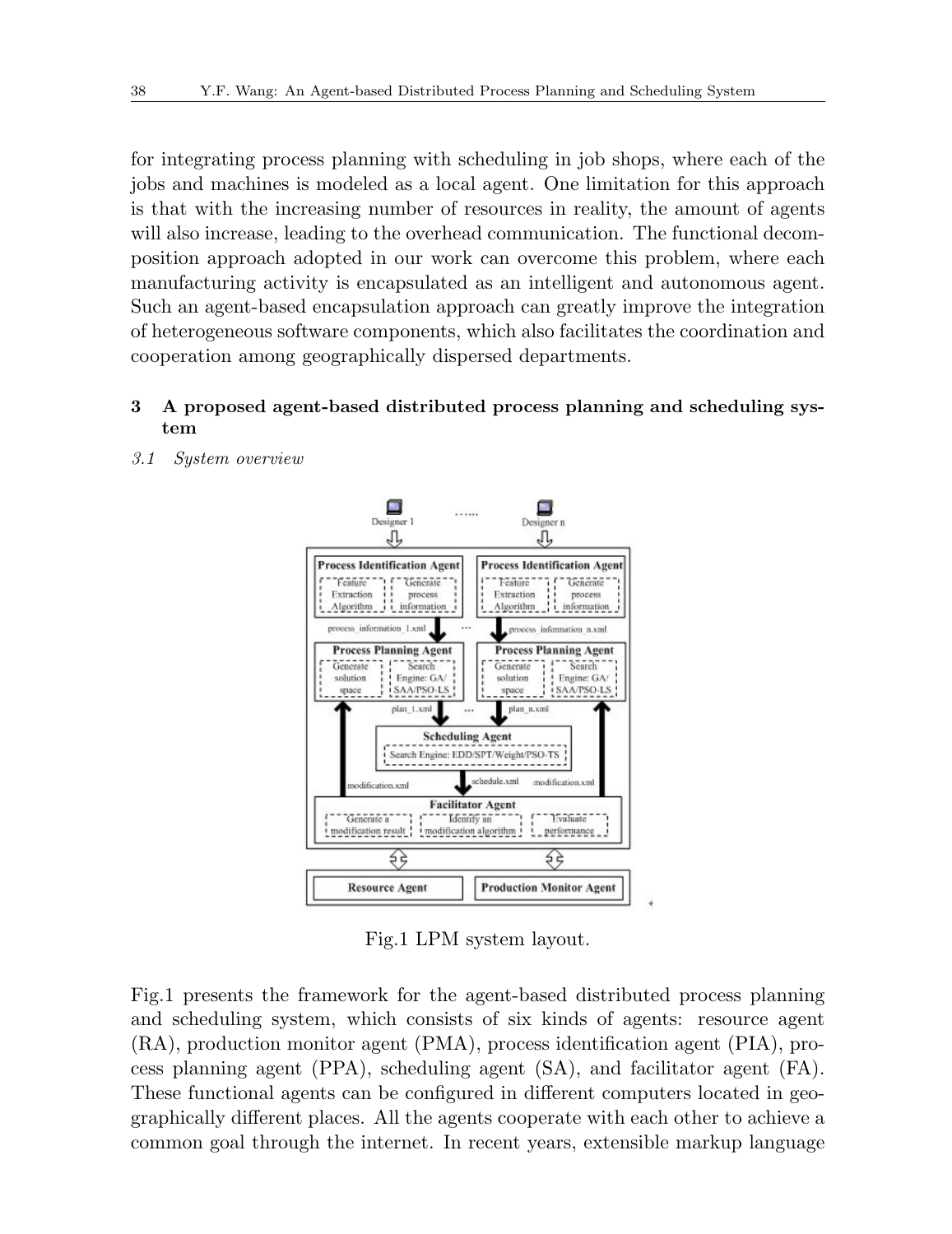for integrating process planning with scheduling in job shops, where each of the jobs and machines is modeled as a local agent. One limitation for this approach is that with the increasing number of resources in reality, the amount of agents will also increase, leading to the overhead communication. The functional decomposition approach adopted in our work can overcome this problem, where each manufacturing activity is encapsulated as an intelligent and autonomous agent. Such an agent-based encapsulation approach can greatly improve the integration of heterogeneous software components, which also facilitates the coordination and cooperation among geographically dispersed departments.

## 3 A proposed agent-based distributed process planning and scheduling system

### *3.1 System overview*

Fig.1 LPM system layout.

Fig.1 presents the framework for the agent-based distributed process planning and scheduling system, which consists of six kinds of agents: resource agent (RA), production monitor agent (PMA), process identification agent (PIA), process planning agent (PPA), scheduling agent (SA), and facilitator agent (FA). These functional agents can be configured in different computers located in geographically different places. All the agents cooperate with each other to achieve a common goal through the internet. In recent years, extensible markup language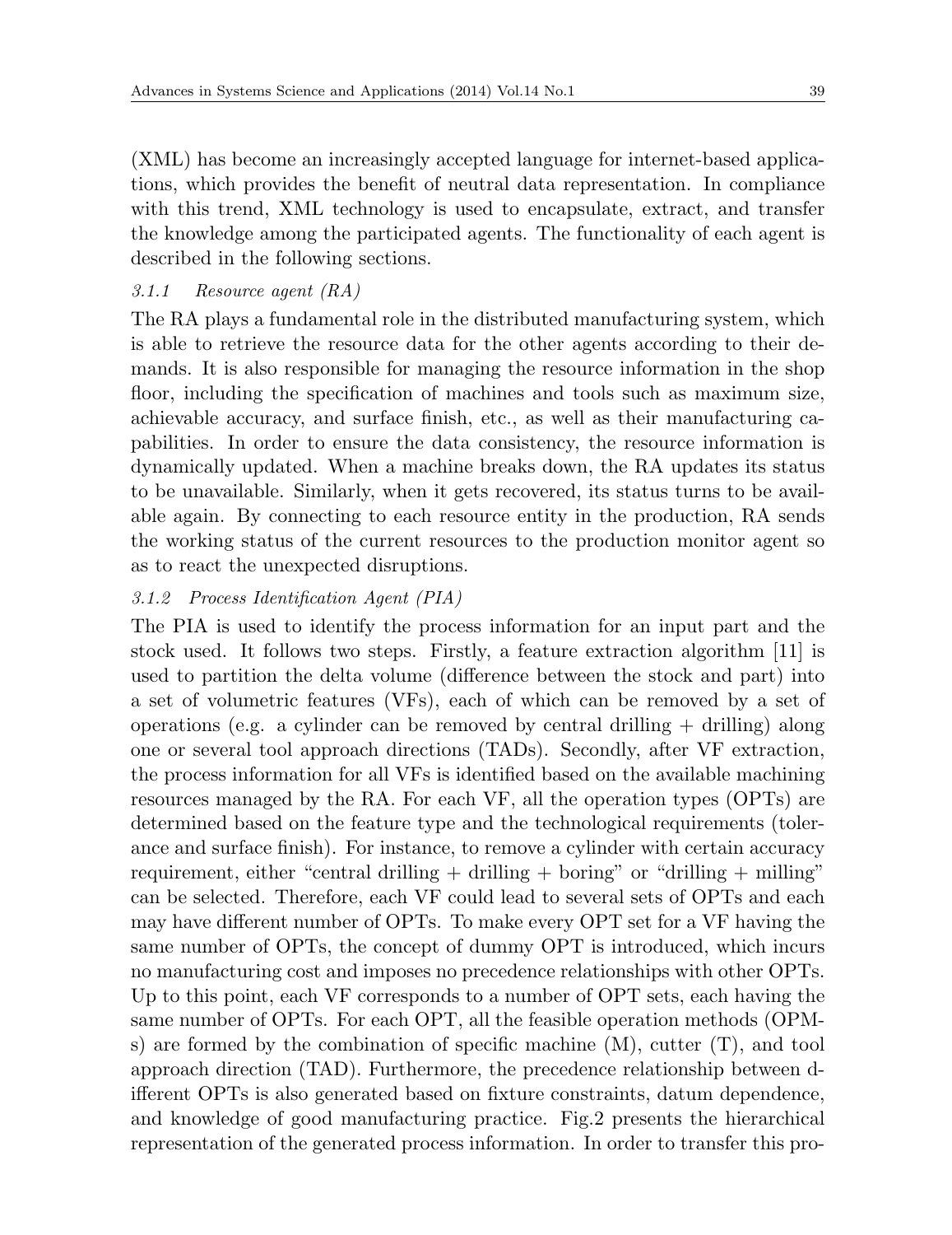(XML) has become an increasingly accepted language for internet-based applications, which provides the benefit of neutral data representation. In compliance with this trend, XML technology is used to encapsulate, extract, and transfer the knowledge among the participated agents. The functionality of each agent is described in the following sections.

#### *3.1.1 Resource agent (RA)*

The RA plays a fundamental role in the distributed manufacturing system, which is able to retrieve the resource data for the other agents according to their demands. It is also responsible for managing the resource information in the shop floor, including the specification of machines and tools such as maximum size, achievable accuracy, and surface finish, etc., as well as their manufacturing capabilities. In order to ensure the data consistency, the resource information is dynamically updated. When a machine breaks down, the RA updates its status to be unavailable. Similarly, when it gets recovered, its status turns to be available again. By connecting to each resource entity in the production, RA sends the working status of the current resources to the production monitor agent so as to react the unexpected disruptions.

#### *3.1.2 Process Identification Agent (PIA)*

The PIA is used to identify the process information for an input part and the stock used. It follows two steps. Firstly, a feature extraction algorithm [11] is used to partition the delta volume (difference between the stock and part) into a set of volumetric features (VFs), each of which can be removed by a set of operations (e.g. a cylinder can be removed by central drilling + drilling) along one or several tool approach directions (TADs). Secondly, after VF extraction, the process information for all VFs is identified based on the available machining resources managed by the RA. For each VF, all the operation types (OPTs) are determined based on the feature type and the technological requirements (tolerance and surface finish). For instance, to remove a cylinder with certain accuracy requirement, either "central drilling + drilling + boring" or "drilling + milling" can be selected. Therefore, each VF could lead to several sets of OPTs and each may have different number of OPTs. To make every OPT set for a VF having the same number of OPTs, the concept of dummy OPT is introduced, which incurs no manufacturing cost and imposes no precedence relationships with other OPTs. Up to this point, each VF corresponds to a number of OPT sets, each having the same number of OPTs. For each OPT, all the feasible operation methods (OPMs) are formed by the combination of specific machine (M), cutter (T), and tool approach direction (TAD). Furthermore, the precedence relationship between different OPTs is also generated based on fixture constraints, datum dependence, and knowledge of good manufacturing practice. Fig.2 presents the hierarchical representation of the generated process information. In order to transfer this pro-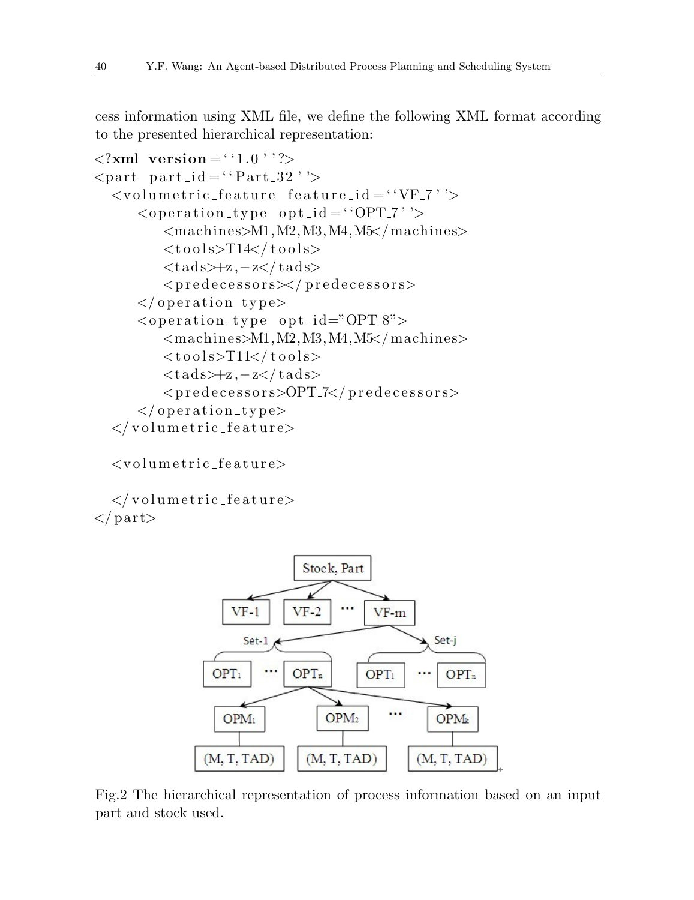cess information using XML file, we define the following XML format according to the presented hierarchical representation:

```
<?xml version=''1.0''?>
<part part_id=''Part_32''>
  <volumetric_feature feature_id=''VF_7''>
     <operation_type opt_id=''OPT_7''>
        <machines>M1,M2,M3,M4,M5</machines>
        <tools>T14</tools>
        <tads>+z,-z</tads>
        <predecessors></predecessors>
     </operation_type>
     <operation_type opt_id="OPT_8">
        <machines>M1,M2,M3,M4,M5</machines>
        <tools>T11</tools>
        <tads>+z,-z</tads>
        <predecessors>OPT_7</predecessors>
     </operation_type>
  </volumetric_feature>

  <volumetric_feature>

  </volumetric_feature>
</part>
```

Fig.2 The hierarchical representation of process information based on an input part and stock used.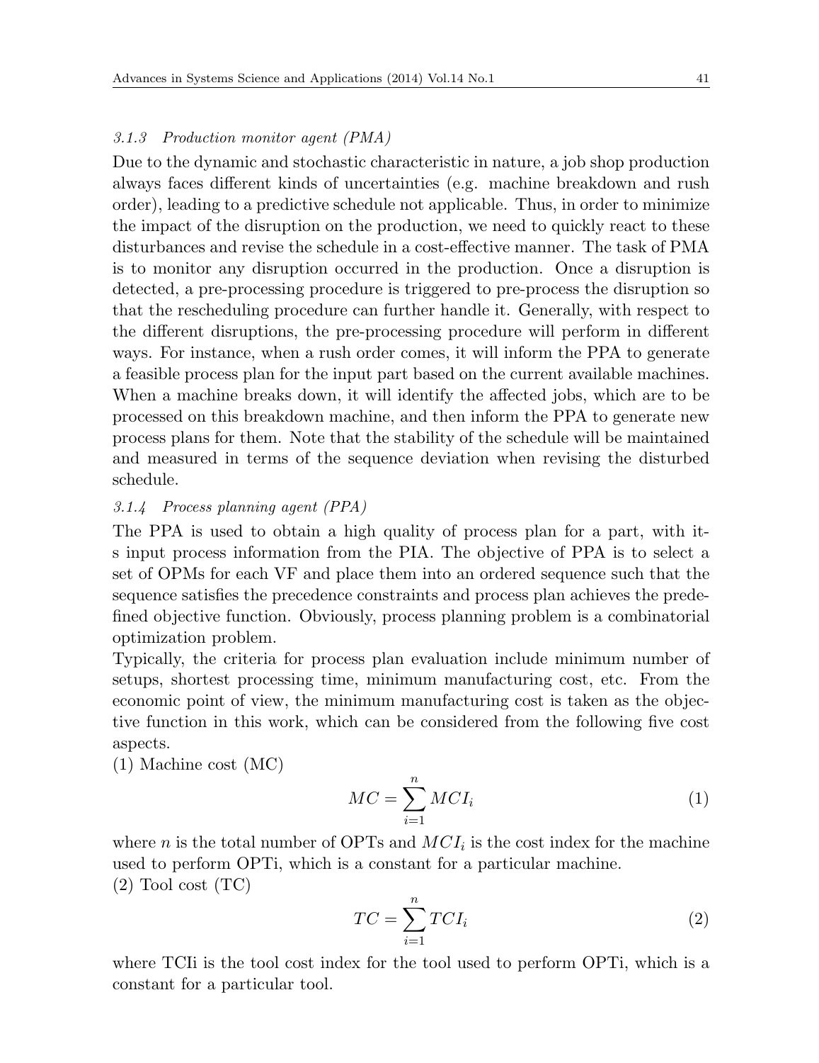#### 3.1.3 Production monitor agent (PMA)

Due to the dynamic and stochastic characteristic in nature, a job shop production always faces different kinds of uncertainties (e.g. machine breakdown and rush order), leading to a predictive schedule not applicable. Thus, in order to minimize the impact of the disruption on the production, we need to quickly react to these disturbances and revise the schedule in a cost-effective manner. The task of PMA is to monitor any disruption occurred in the production. Once a disruption is detected, a pre-processing procedure is triggered to pre-process the disruption so that the rescheduling procedure can further handle it. Generally, with respect to the different disruptions, the pre-processing procedure will perform in different ways. For instance, when a rush order comes, it will inform the PPA to generate a feasible process plan for the input part based on the current available machines. When a machine breaks down, it will identify the affected jobs, which are to be processed on this breakdown machine, and then inform the PPA to generate new process plans for them. Note that the stability of the schedule will be maintained and measured in terms of the sequence deviation when revising the disturbed schedule.

#### 3.1.4 Process planning agent (PPA)

The PPA is used to obtain a high quality of process plan for a part, with its input process information from the PIA. The objective of PPA is to select a set of OPMs for each VF and place them into an ordered sequence such that the sequence satisfies the precedence constraints and process plan achieves the predefined objective function. Obviously, process planning problem is a combinatorial optimization problem.

Typically, the criteria for process plan evaluation include minimum number of setups, shortest processing time, minimum manufacturing cost, etc. From the economic point of view, the minimum manufacturing cost is taken as the objective function in this work, which can be considered from the following five cost aspects.

(1) Machine cost (MC)

$$MC = \sum_{i=1}^{n} MCI_i \tag{1}$$

where $n$ is the total number of OPTs and $MCI_i$ is the cost index for the machine used to perform OPTi, which is a constant for a particular machine.

(2) Tool cost (TC)

$$TC = \sum_{i=1}^{n} TCI_i \tag{2}$$

where TCIi is the tool cost index for the tool used to perform OPTi, which is a constant for a particular tool.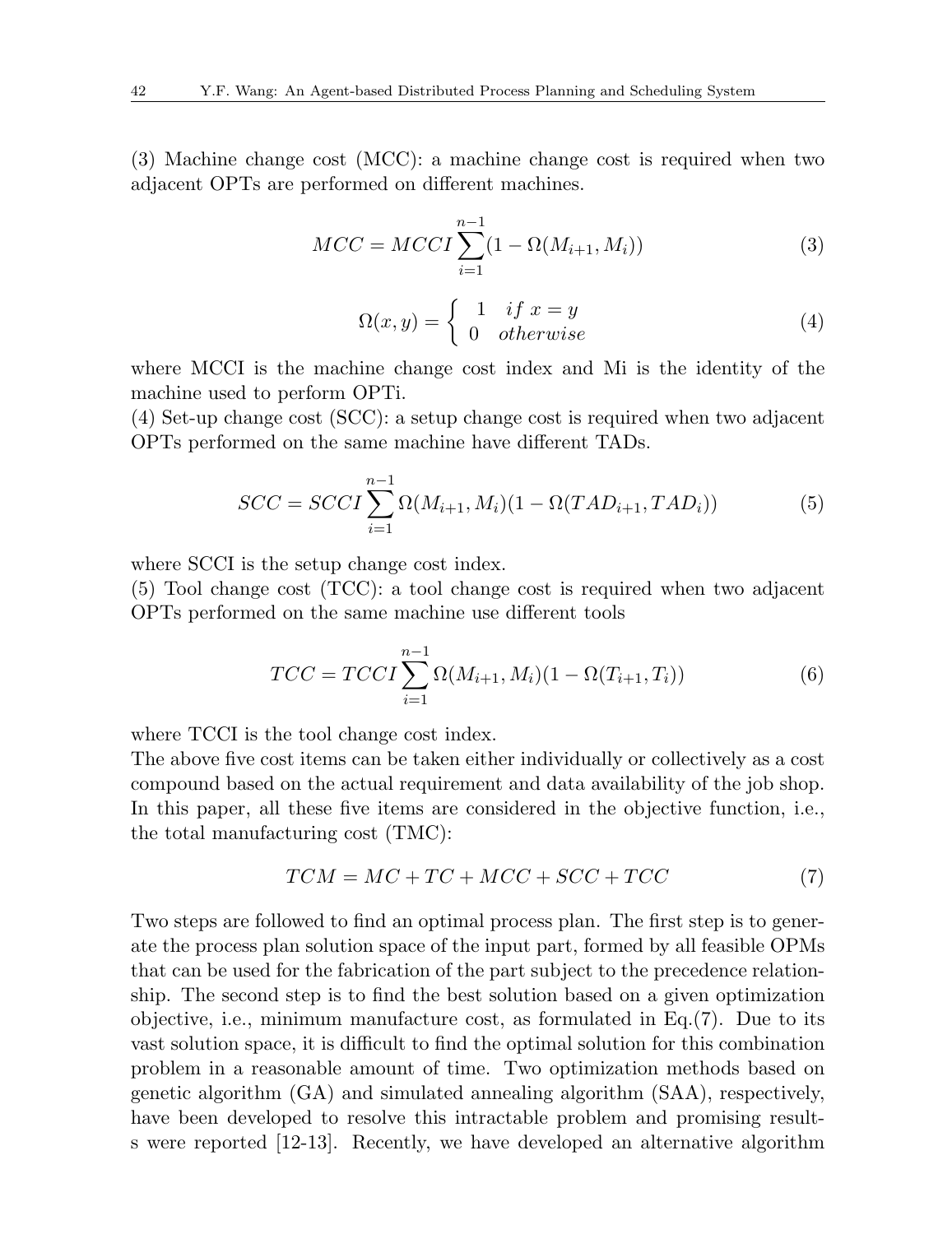(3) Machine change cost (MCC): a machine change cost is required when two adjacent OPTs are performed on different machines.

$$MCC = MCCI \sum_{i=1}^{n-1} (1 - \Omega(M_{i+1}, M_i)) \tag{3}$$

$$\Omega(x, y) = \begin{cases} 1 & if\ x = y \\ 0 & otherwise \end{cases} \tag{4}$$

where MCCI is the machine change cost index and Mi is the identity of the machine used to perform OPTi.

(4) Set-up change cost (SCC): a setup change cost is required when two adjacent OPTs performed on the same machine have different TADs.

$$SCC = SCCI \sum_{i=1}^{n-1} \Omega(M_{i+1}, M_i)(1 - \Omega(TAD_{i+1}, TAD_i)) \tag{5}$$

where SCCI is the setup change cost index.

(5) Tool change cost (TCC): a tool change cost is required when two adjacent OPTs performed on the same machine use different tools

$$TCC = TCCI \sum_{i=1}^{n-1} \Omega(M_{i+1}, M_i)(1 - \Omega(T_{i+1}, T_i)) \tag{6}$$

where TCCI is the tool change cost index.

The above five cost items can be taken either individually or collectively as a cost compound based on the actual requirement and data availability of the job shop. In this paper, all these five items are considered in the objective function, i.e., the total manufacturing cost (TMC):

$$TCM = MC + TC + MCC + SCC + TCC \tag{7}$$

Two steps are followed to find an optimal process plan. The first step is to generate the process plan solution space of the input part, formed by all feasible OPMs that can be used for the fabrication of the part subject to the precedence relationship. The second step is to find the best solution based on a given optimization objective, i.e., minimum manufacture cost, as formulated in Eq.(7). Due to its vast solution space, it is difficult to find the optimal solution for this combination problem in a reasonable amount of time. Two optimization methods based on genetic algorithm (GA) and simulated annealing algorithm (SAA), respectively, have been developed to resolve this intractable problem and promising results were reported [12-13]. Recently, we have developed an alternative algorithm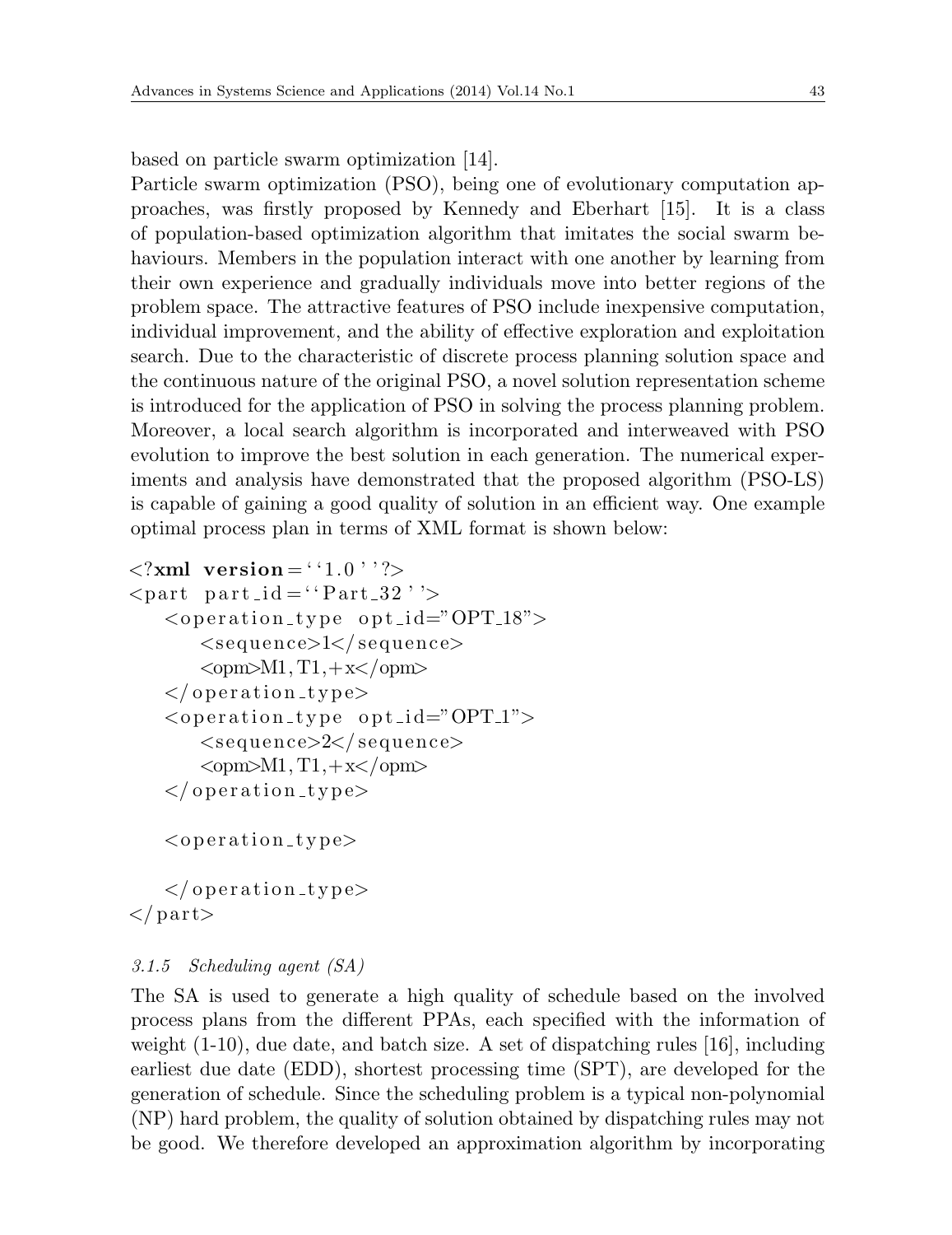based on particle swarm optimization [14].

Particle swarm optimization (PSO), being one of evolutionary computation approaches, was firstly proposed by Kennedy and Eberhart [15]. It is a class of population-based optimization algorithm that imitates the social swarm behaviours. Members in the population interact with one another by learning from their own experience and gradually individuals move into better regions of the problem space. The attractive features of PSO include inexpensive computation, individual improvement, and the ability of effective exploration and exploitation search. Due to the characteristic of discrete process planning solution space and the continuous nature of the original PSO, a novel solution representation scheme is introduced for the application of PSO in solving the process planning problem. Moreover, a local search algorithm is incorporated and interweaved with PSO evolution to improve the best solution in each generation. The numerical experiments and analysis have demonstrated that the proposed algorithm (PSO-LS) is capable of gaining a good quality of solution in an efficient way. One example optimal process plan in terms of XML format is shown below:

```
<?xml version=''1.0''?>
<part part_id=''Part_32''>
    <operation_type opt_id="OPT_18">
        <sequence>1</sequence>
        <opm>M1, T1,+x</opm>
    </operation_type>
    <operation_type opt_id="OPT_1">
        <sequence>2</sequence>
        <opm>M1, T1,+x</opm>
    </operation_type>

    <operation_type>

    </operation_type>
</part>
```

#### *3.1.5 Scheduling agent (SA)*

The SA is used to generate a high quality of schedule based on the involved process plans from the different PPAs, each specified with the information of weight (1-10), due date, and batch size. A set of dispatching rules [16], including earliest due date (EDD), shortest processing time (SPT), are developed for the generation of schedule. Since the scheduling problem is a typical non-polynomial (NP) hard problem, the quality of solution obtained by dispatching rules may not be good. We therefore developed an approximation algorithm by incorporating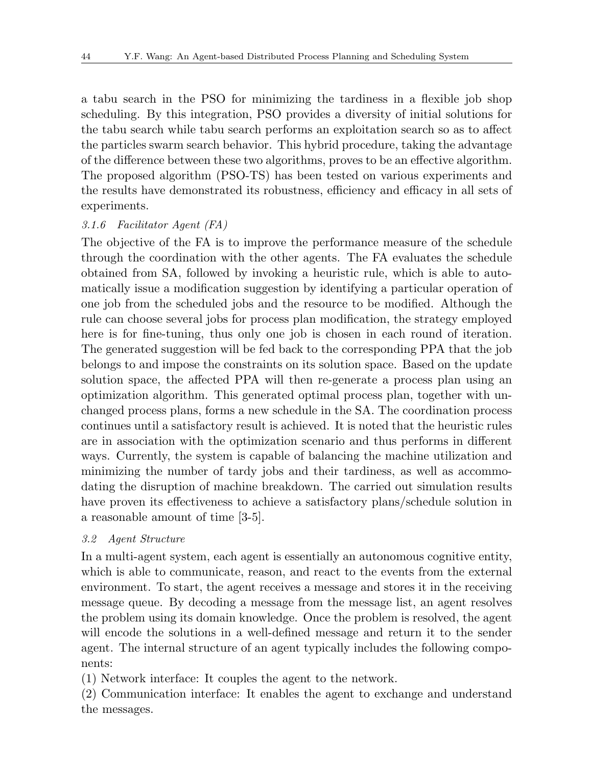a tabu search in the PSO for minimizing the tardiness in a flexible job shop scheduling. By this integration, PSO provides a diversity of initial solutions for the tabu search while tabu search performs an exploitation search so as to affect the particles swarm search behavior. This hybrid procedure, taking the advantage of the difference between these two algorithms, proves to be an effective algorithm. The proposed algorithm (PSO-TS) has been tested on various experiments and the results have demonstrated its robustness, efficiency and efficacy in all sets of experiments.

#### *3.1.6 Facilitator Agent (FA)*

The objective of the FA is to improve the performance measure of the schedule through the coordination with the other agents. The FA evaluates the schedule obtained from SA, followed by invoking a heuristic rule, which is able to automatically issue a modification suggestion by identifying a particular operation of one job from the scheduled jobs and the resource to be modified. Although the rule can choose several jobs for process plan modification, the strategy employed here is for fine-tuning, thus only one job is chosen in each round of iteration. The generated suggestion will be fed back to the corresponding PPA that the job belongs to and impose the constraints on its solution space. Based on the update solution space, the affected PPA will then re-generate a process plan using an optimization algorithm. This generated optimal process plan, together with unchanged process plans, forms a new schedule in the SA. The coordination process continues until a satisfactory result is achieved. It is noted that the heuristic rules are in association with the optimization scenario and thus performs in different ways. Currently, the system is capable of balancing the machine utilization and minimizing the number of tardy jobs and their tardiness, as well as accommodating the disruption of machine breakdown. The carried out simulation results have proven its effectiveness to achieve a satisfactory plans/schedule solution in a reasonable amount of time [3-5].

### *3.2 Agent Structure*

In a multi-agent system, each agent is essentially an autonomous cognitive entity, which is able to communicate, reason, and react to the events from the external environment. To start, the agent receives a message and stores it in the receiving message queue. By decoding a message from the message list, an agent resolves the problem using its domain knowledge. Once the problem is resolved, the agent will encode the solutions in a well-defined message and return it to the sender agent. The internal structure of an agent typically includes the following components:

(1) Network interface: It couples the agent to the network.

(2) Communication interface: It enables the agent to exchange and understand the messages.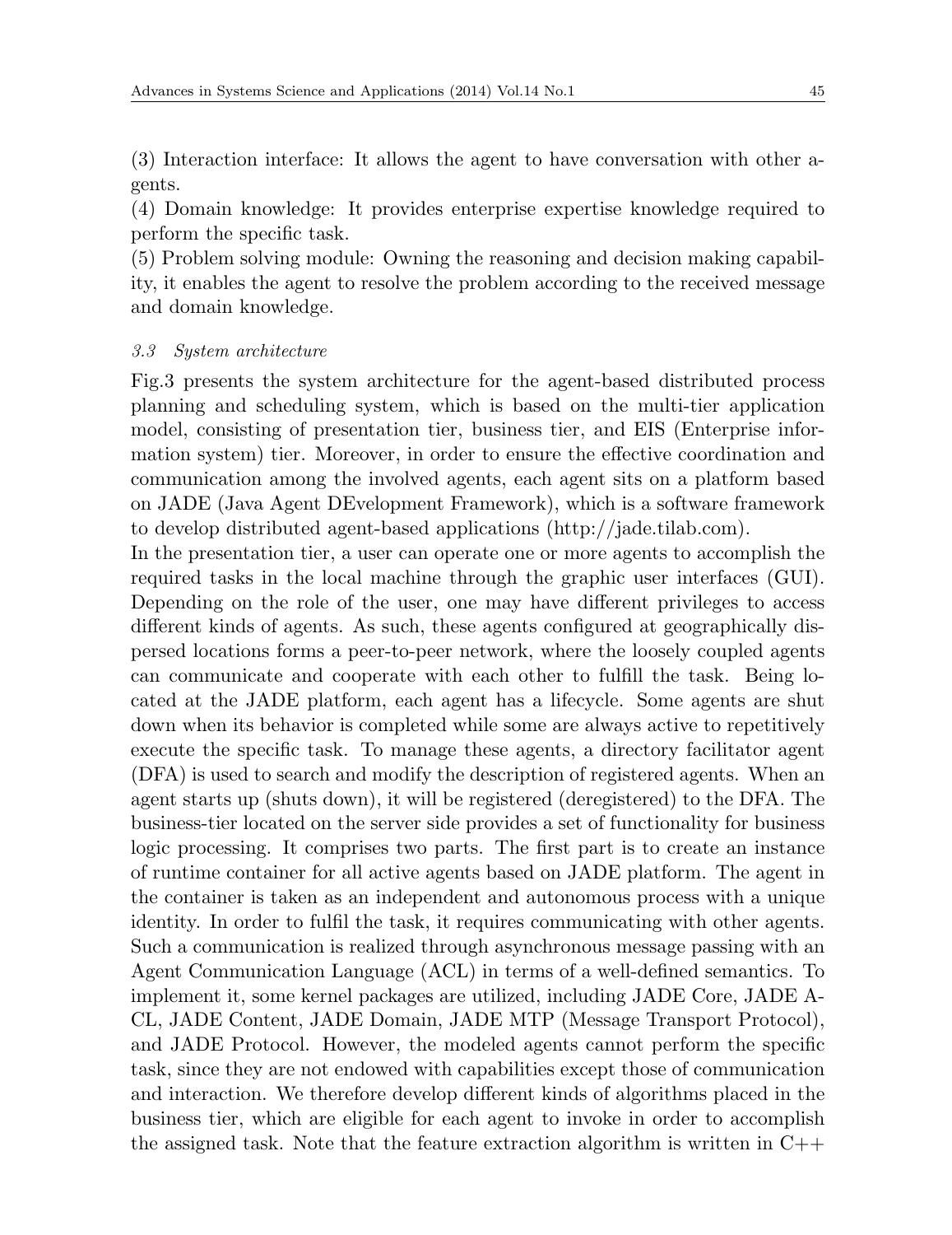(3) Interaction interface: It allows the agent to have conversation with other agents.
(4) Domain knowledge: It provides enterprise expertise knowledge required to perform the specific task.
(5) Problem solving module: Owning the reasoning and decision making capability, it enables the agent to resolve the problem according to the received message and domain knowledge.

### *3.3 System architecture*

Fig.3 presents the system architecture for the agent-based distributed process planning and scheduling system, which is based on the multi-tier application model, consisting of presentation tier, business tier, and EIS (Enterprise information system) tier. Moreover, in order to ensure the effective coordination and communication among the involved agents, each agent sits on a platform based on JADE (Java Agent DEvelopment Framework), which is a software framework to develop distributed agent-based applications (http://jade.tilab.com).

In the presentation tier, a user can operate one or more agents to accomplish the required tasks in the local machine through the graphic user interfaces (GUI). Depending on the role of the user, one may have different privileges to access different kinds of agents. As such, these agents configured at geographically dispersed locations forms a peer-to-peer network, where the loosely coupled agents can communicate and cooperate with each other to fulfill the task. Being located at the JADE platform, each agent has a lifecycle. Some agents are shut down when its behavior is completed while some are always active to repetitively execute the specific task. To manage these agents, a directory facilitator agent (DFA) is used to search and modify the description of registered agents. When an agent starts up (shuts down), it will be registered (deregistered) to the DFA. The business-tier located on the server side provides a set of functionality for business logic processing. It comprises two parts. The first part is to create an instance of runtime container for all active agents based on JADE platform. The agent in the container is taken as an independent and autonomous process with a unique identity. In order to fulfil the task, it requires communicating with other agents. Such a communication is realized through asynchronous message passing with an Agent Communication Language (ACL) in terms of a well-defined semantics. To implement it, some kernel packages are utilized, including JADE Core, JADE ACL, JADE Content, JADE Domain, JADE MTP (Message Transport Protocol), and JADE Protocol. However, the modeled agents cannot perform the specific task, since they are not endowed with capabilities except those of communication and interaction. We therefore develop different kinds of algorithms placed in the business tier, which are eligible for each agent to invoke in order to accomplish the assigned task. Note that the feature extraction algorithm is written in C++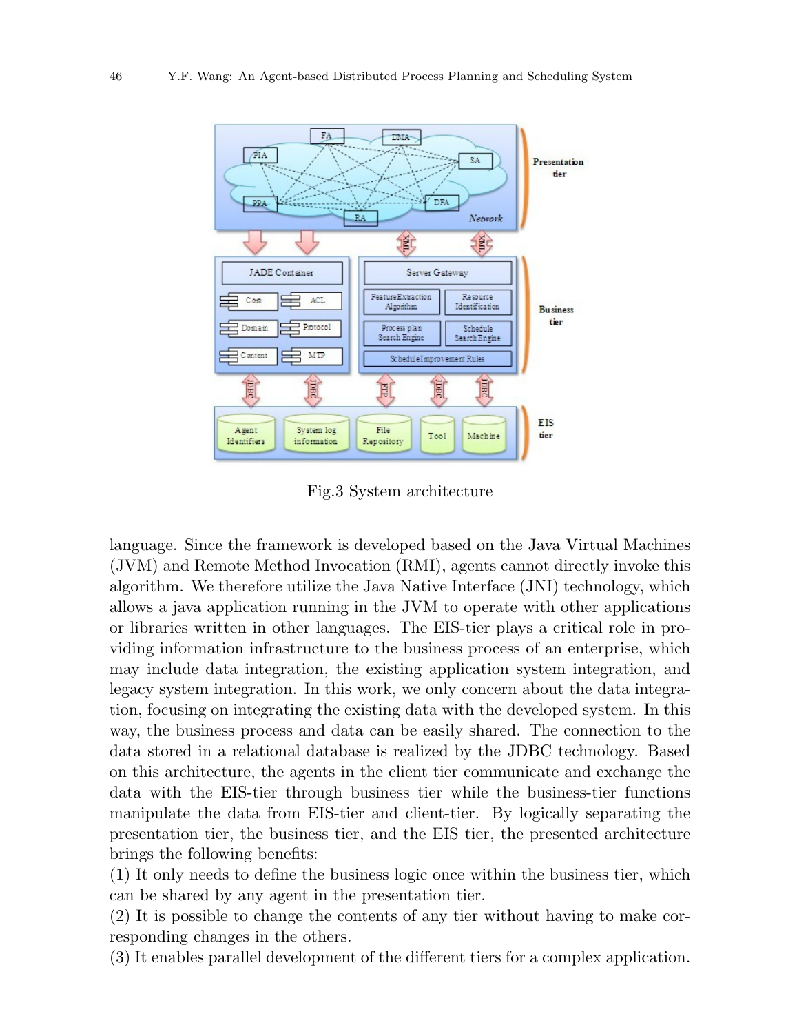Fig.3 System architecture

language. Since the framework is developed based on the Java Virtual Machines (JVM) and Remote Method Invocation (RMI), agents cannot directly invoke this algorithm. We therefore utilize the Java Native Interface (JNI) technology, which allows a java application running in the JVM to operate with other applications or libraries written in other languages. The EIS-tier plays a critical role in providing information infrastructure to the business process of an enterprise, which may include data integration, the existing application system integration, and legacy system integration. In this work, we only concern about the data integration, focusing on integrating the existing data with the developed system. In this way, the business process and data can be easily shared. The connection to the data stored in a relational database is realized by the JDBC technology. Based on this architecture, the agents in the client tier communicate and exchange the data with the EIS-tier through business tier while the business-tier functions manipulate the data from EIS-tier and client-tier. By logically separating the presentation tier, the business tier, and the EIS tier, the presented architecture brings the following benefits:

(1) It only needs to define the business logic once within the business tier, which can be shared by any agent in the presentation tier.

(2) It is possible to change the contents of any tier without having to make corresponding changes in the others.

(3) It enables parallel development of the different tiers for a complex application.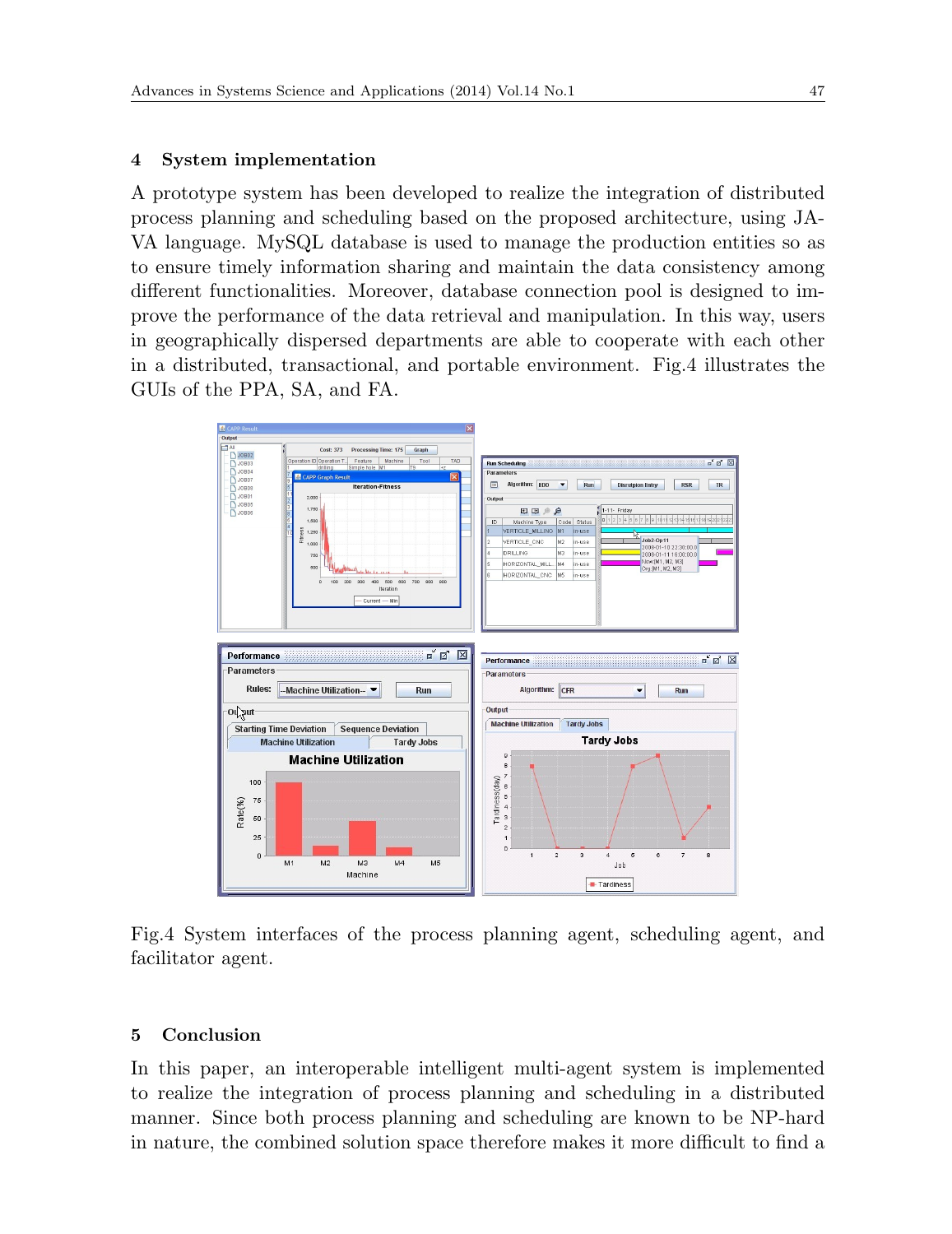## 4 System implementation

A prototype system has been developed to realize the integration of distributed process planning and scheduling based on the proposed architecture, using JAVA language. MySQL database is used to manage the production entities so as to ensure timely information sharing and maintain the data consistency among different functionalities. Moreover, database connection pool is designed to improve the performance of the data retrieval and manipulation. In this way, users in geographically dispersed departments are able to cooperate with each other in a distributed, transactional, and portable environment. Fig.4 illustrates the GUIs of the PPA, SA, and FA.

Fig.4 System interfaces of the process planning agent, scheduling agent, and facilitator agent.

## 5 Conclusion

In this paper, an interoperable intelligent multi-agent system is implemented to realize the integration of process planning and scheduling in a distributed manner. Since both process planning and scheduling are known to be NP-hard in nature, the combined solution space therefore makes it more difficult to find a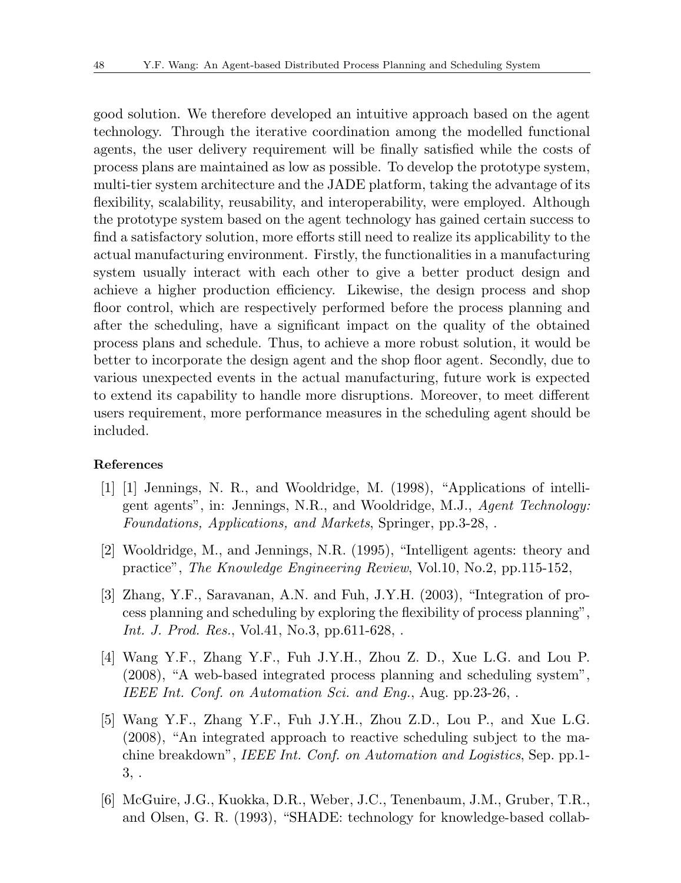good solution. We therefore developed an intuitive approach based on the agent technology. Through the iterative coordination among the modelled functional agents, the user delivery requirement will be finally satisfied while the costs of process plans are maintained as low as possible. To develop the prototype system, multi-tier system architecture and the JADE platform, taking the advantage of its flexibility, scalability, reusability, and interoperability, were employed. Although the prototype system based on the agent technology has gained certain success to find a satisfactory solution, more efforts still need to realize its applicability to the actual manufacturing environment. Firstly, the functionalities in a manufacturing system usually interact with each other to give a better product design and achieve a higher production efficiency. Likewise, the design process and shop floor control, which are respectively performed before the process planning and after the scheduling, have a significant impact on the quality of the obtained process plans and schedule. Thus, to achieve a more robust solution, it would be better to incorporate the design agent and the shop floor agent. Secondly, due to various unexpected events in the actual manufacturing, future work is expected to extend its capability to handle more disruptions. Moreover, to meet different users requirement, more performance measures in the scheduling agent should be included.

**References**

[1] [1] Jennings, N. R., and Wooldridge, M. (1998), "Applications of intelligent agents", in: Jennings, N.R., and Wooldridge, M.J., *Agent Technology: Foundations, Applications, and Markets*, Springer, pp.3-28, .

[2] Wooldridge, M., and Jennings, N.R. (1995), "Intelligent agents: theory and practice", *The Knowledge Engineering Review*, Vol.10, No.2, pp.115-152,

[3] Zhang, Y.F., Saravanan, A.N. and Fuh, J.Y.H. (2003), "Integration of process planning and scheduling by exploring the flexibility of process planning", *Int. J. Prod. Res.*, Vol.41, No.3, pp.611-628, .

[4] Wang Y.F., Zhang Y.F., Fuh J.Y.H., Zhou Z. D., Xue L.G. and Lou P. (2008), "A web-based integrated process planning and scheduling system", *IEEE Int. Conf. on Automation Sci. and Eng.*, Aug. pp.23-26, .

[5] Wang Y.F., Zhang Y.F., Fuh J.Y.H., Zhou Z.D., Lou P., and Xue L.G. (2008), "An integrated approach to reactive scheduling subject to the machine breakdown", *IEEE Int. Conf. on Automation and Logistics*, Sep. pp.1-3, .

[6] McGuire, J.G., Kuokka, D.R., Weber, J.C., Tenenbaum, J.M., Gruber, T.R., and Olsen, G. R. (1993), "SHADE: technology for knowledge-based collab-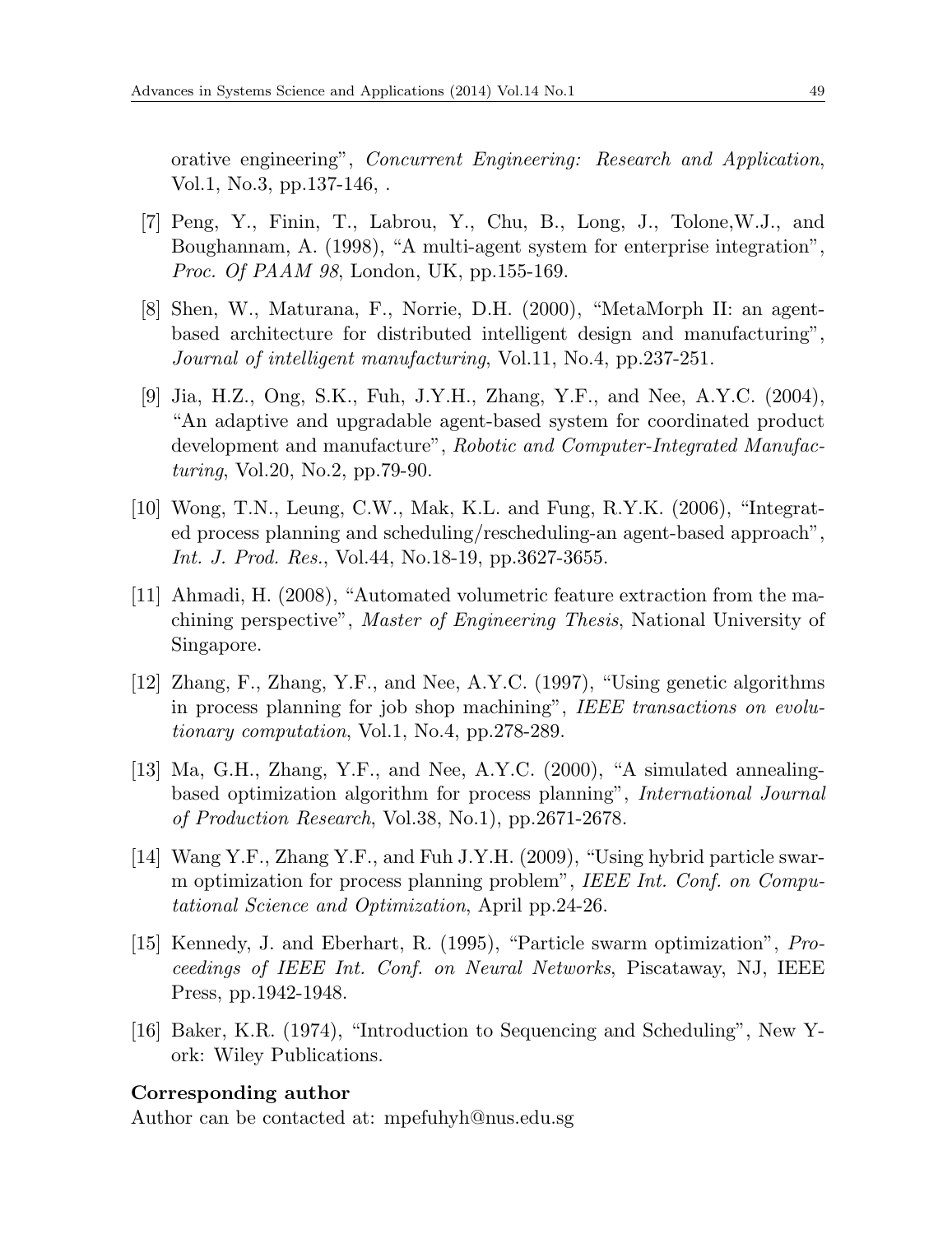orative engineering", *Concurrent Engineering: Research and Application*, Vol.1, No.3, pp.137-146, .

[7] Peng, Y., Finin, T., Labrou, Y., Chu, B., Long, J., Tolone,W.J., and Boughannam, A. (1998), "A multi-agent system for enterprise integration", *Proc. Of PAAM 98*, London, UK, pp.155-169.

[8] Shen, W., Maturana, F., Norrie, D.H. (2000), "MetaMorph II: an agent-based architecture for distributed intelligent design and manufacturing", *Journal of intelligent manufacturing*, Vol.11, No.4, pp.237-251.

[9] Jia, H.Z., Ong, S.K., Fuh, J.Y.H., Zhang, Y.F., and Nee, A.Y.C. (2004), "An adaptive and upgradable agent-based system for coordinated product development and manufacture", *Robotic and Computer-Integrated Manufacturing*, Vol.20, No.2, pp.79-90.

[10] Wong, T.N., Leung, C.W., Mak, K.L. and Fung, R.Y.K. (2006), "Integrated process planning and scheduling/rescheduling-an agent-based approach", *Int. J. Prod. Res.*, Vol.44, No.18-19, pp.3627-3655.

[11] Ahmadi, H. (2008), "Automated volumetric feature extraction from the machining perspective", *Master of Engineering Thesis*, National University of Singapore.

[12] Zhang, F., Zhang, Y.F., and Nee, A.Y.C. (1997), "Using genetic algorithms in process planning for job shop machining", *IEEE transactions on evolutionary computation*, Vol.1, No.4, pp.278-289.

[13] Ma, G.H., Zhang, Y.F., and Nee, A.Y.C. (2000), "A simulated annealing-based optimization algorithm for process planning", *International Journal of Production Research*, Vol.38, No.1), pp.2671-2678.

[14] Wang Y.F., Zhang Y.F., and Fuh J.Y.H. (2009), "Using hybrid particle swarm optimization for process planning problem", *IEEE Int. Conf. on Computational Science and Optimization*, April pp.24-26.

[15] Kennedy, J. and Eberhart, R. (1995), "Particle swarm optimization", *Proceedings of IEEE Int. Conf. on Neural Networks*, Piscataway, NJ, IEEE Press, pp.1942-1948.

[16] Baker, K.R. (1974), "Introduction to Sequencing and Scheduling", New York: Wiley Publications.

**Corresponding author**

Author can be contacted at: mpefuhyh@nus.edu.sg